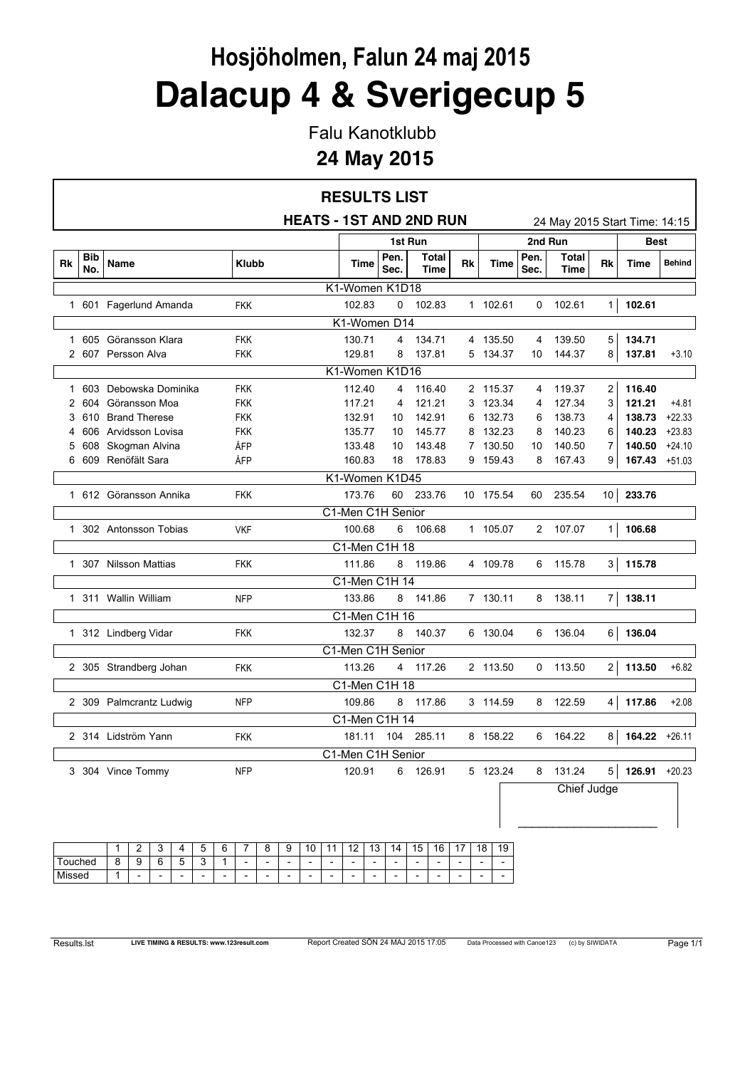# Hosjöholmen, Falun 24 maj 2015

# Dalacup 4 & Sverigecup 5

Falu Kanotklubb

**24 May 2015**

## RESULTS LIST

### HEATS - 1ST AND 2ND RUN

24 May 2015 Start Time: 14:15

| | | | | 1st Run | | | | 2nd Run | | | | Best | |
|---|---|---|---|---|---|---|---|---|---|---|---|---|---|
| **Rk** | **Bib No.** | **Name** | **Klubb** | **Time** | **Pen. Sec.** | **Total Time** | **Rk** | **Time** | **Pen. Sec.** | **Total Time** | **Rk** | **Time** | **Behind** |
| | | **K1-Women K1D18** | | | | | | | | | | | |
| 1 | 601 | Fagerlund Amanda | FKK | 102.83 | 0 | 102.83 | 1 | 102.61 | 0 | 102.61 | 1 | **102.61** | |
| | | **K1-Women D14** | | | | | | | | | | | |
| 1 | 605 | Göransson Klara | FKK | 130.71 | 4 | 134.71 | 4 | 135.50 | 4 | 139.50 | 5 | **134.71** | |
| 2 | 607 | Persson Alva | FKK | 129.81 | 8 | 137.81 | 5 | 134.37 | 10 | 144.37 | 8 | **137.81** | +3.10 |
| | | **K1-Women K1D16** | | | | | | | | | | | |
| 1 | 603 | Debowska Dominika | FKK | 112.40 | 4 | 116.40 | 2 | 115.37 | 4 | 119.37 | 2 | **116.40** | |
| 2 | 604 | Göransson Moa | FKK | 117.21 | 4 | 121.21 | 3 | 123.34 | 4 | 127.34 | 3 | **121.21** | +4.81 |
| 3 | 610 | Brand Therese | FKK | 132.91 | 10 | 142.91 | 6 | 132.73 | 6 | 138.73 | 4 | **138.73** | +22.33 |
| 4 | 606 | Arvidsson Lovisa | FKK | 135.77 | 10 | 145.77 | 8 | 132.23 | 8 | 140.23 | 6 | **140.23** | +23.83 |
| 5 | 608 | Skogman Alvina | ÅFP | 133.48 | 10 | 143.48 | 7 | 130.50 | 10 | 140.50 | 7 | **140.50** | +24.10 |
| 6 | 609 | Renöfält Sara | ÅFP | 160.83 | 18 | 178.83 | 9 | 159.43 | 8 | 167.43 | 9 | **167.43** | +51.03 |
| | | **K1-Women K1D45** | | | | | | | | | | | |
| 1 | 612 | Göransson Annika | FKK | 173.76 | 60 | 233.76 | 10 | 175.54 | 60 | 235.54 | 10 | **233.76** | |
| | | **C1-Men C1H Senior** | | | | | | | | | | | |
| 1 | 302 | Antonsson Tobias | VKF | 100.68 | 6 | 106.68 | 1 | 105.07 | 2 | 107.07 | 1 | **106.68** | |
| | | **C1-Men C1H 18** | | | | | | | | | | | |
| 1 | 307 | Nilsson Mattias | FKK | 111.86 | 8 | 119.86 | 4 | 109.78 | 6 | 115.78 | 3 | **115.78** | |
| | | **C1-Men C1H 14** | | | | | | | | | | | |
| 1 | 311 | Wallin William | NFP | 133.86 | 8 | 141.86 | 7 | 130.11 | 8 | 138.11 | 7 | **138.11** | |
| | | **C1-Men C1H 16** | | | | | | | | | | | |
| 1 | 312 | Lindberg Vidar | FKK | 132.37 | 8 | 140.37 | 6 | 130.04 | 6 | 136.04 | 6 | **136.04** | |
| | | **C1-Men C1H Senior** | | | | | | | | | | | |
| 2 | 305 | Strandberg Johan | FKK | 113.26 | 4 | 117.26 | 2 | 113.50 | 0 | 113.50 | 2 | **113.50** | +6.82 |
| | | **C1-Men C1H 18** | | | | | | | | | | | |
| 2 | 309 | Palmcrantz Ludwig | NFP | 109.86 | 8 | 117.86 | 3 | 114.59 | 8 | 122.59 | 4 | **117.86** | +2.08 |
| | | **C1-Men C1H 14** | | | | | | | | | | | |
| 2 | 314 | Lidström Yann | FKK | 181.11 | 104 | 285.11 | 8 | 158.22 | 6 | 164.22 | 8 | **164.22** | +26.11 |
| | | **C1-Men C1H Senior** | | | | | | | | | | | |
| 3 | 304 | Vince Tommy | NFP | 120.91 | 6 | 126.91 | 5 | 123.24 | 8 | 131.24 | 5 | **126.91** | +20.23 |

Chief Judge

______________________

| | 1 | 2 | 3 | 4 | 5 | 6 | 7 | 8 | 9 | 10 | 11 | 12 | 13 | 14 | 15 | 16 | 17 | 18 | 19 |
|---|---|---|---|---|---|---|---|---|---|---|---|---|---|---|---|---|---|---|---|
| Touched | 8 | 9 | 6 | 5 | 3 | 1 | - | - | - | - | - | - | - | - | - | - | - | - | - |
| Missed | 1 | - | - | - | - | - | - | - | - | - | - | - | - | - | - | - | - | - | - |

Results.lst LIVE TIMING & RESULTS: www.123result.com Report Created SÖN 24 MAJ 2015 17:05 Data Processed with Canoe123 (c) by SIWIDATA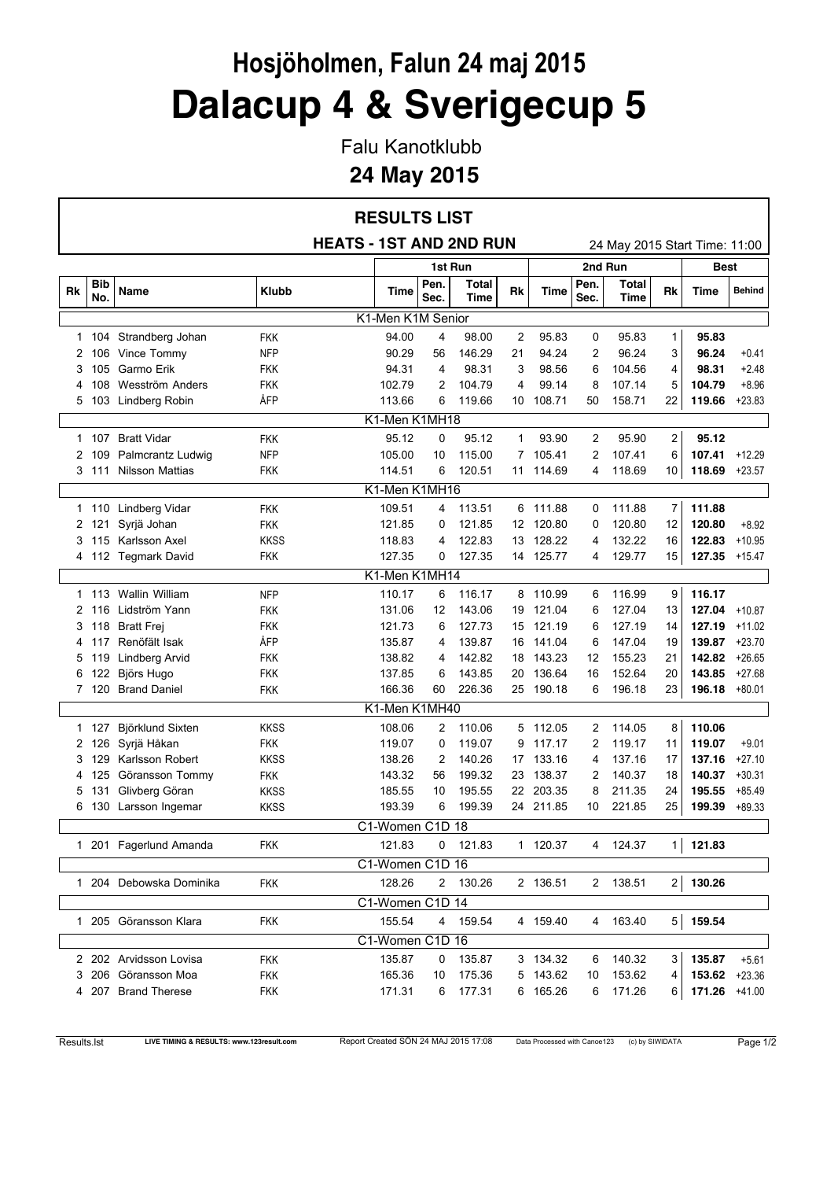# Hosjöholmen, Falun 24 maj 2015

# Dalacup 4 & Sverigecup 5

Falu Kanotklubb

## 24 May 2015

### RESULTS LIST

**HEATS - 1ST AND 2ND RUN** — 24 May 2015 Start Time: 11:00

| | | | | 1st Run | | | | 2nd Run | | | | Best | |
|---|---|---|---|---|---|---|---|---|---|---|---|---|---|
| Rk | Bib No. | Name | Klubb | Time | Pen. Sec. | Total Time | Rk | Time | Pen. Sec. | Total Time | Rk | Time | Behind |
| | | | | K1-Men K1M Senior | | | | | | | | | |
| 1 | 104 | Strandberg Johan | FKK | 94.00 | 4 | 98.00 | 2 | 95.83 | 0 | 95.83 | 1 | **95.83** | |
| 2 | 106 | Vince Tommy | NFP | 90.29 | 56 | 146.29 | 21 | 94.24 | 2 | 96.24 | 3 | **96.24** | +0.41 |
| 3 | 105 | Garmo Erik | FKK | 94.31 | 4 | 98.31 | 3 | 98.56 | 6 | 104.56 | 4 | **98.31** | +2.48 |
| 4 | 108 | Wesström Anders | FKK | 102.79 | 2 | 104.79 | 4 | 99.14 | 8 | 107.14 | 5 | **104.79** | +8.96 |
| 5 | 103 | Lindberg Robin | ÅFP | 113.66 | 6 | 119.66 | 10 | 108.71 | 50 | 158.71 | 22 | **119.66** | +23.83 |
| | | | | K1-Men K1MH18 | | | | | | | | | |
| 1 | 107 | Bratt Vidar | FKK | 95.12 | 0 | 95.12 | 1 | 93.90 | 2 | 95.90 | 2 | **95.12** | |
| 2 | 109 | Palmcrantz Ludwig | NFP | 105.00 | 10 | 115.00 | 7 | 105.41 | 2 | 107.41 | 6 | **107.41** | +12.29 |
| 3 | 111 | Nilsson Mattias | FKK | 114.51 | 6 | 120.51 | 11 | 114.69 | 4 | 118.69 | 10 | **118.69** | +23.57 |
| | | | | K1-Men K1MH16 | | | | | | | | | |
| 1 | 110 | Lindberg Vidar | FKK | 109.51 | 4 | 113.51 | 6 | 111.88 | 0 | 111.88 | 7 | **111.88** | |
| 2 | 121 | Syrjä Johan | FKK | 121.85 | 0 | 121.85 | 12 | 120.80 | 0 | 120.80 | 12 | **120.80** | +8.92 |
| 3 | 115 | Karlsson Axel | KKSS | 118.83 | 4 | 122.83 | 13 | 128.22 | 4 | 132.22 | 16 | **122.83** | +10.95 |
| 4 | 112 | Tegmark David | FKK | 127.35 | 0 | 127.35 | 14 | 125.77 | 4 | 129.77 | 15 | **127.35** | +15.47 |
| | | | | K1-Men K1MH14 | | | | | | | | | |
| 1 | 113 | Wallin William | NFP | 110.17 | 6 | 116.17 | 8 | 110.99 | 6 | 116.99 | 9 | **116.17** | |
| 2 | 116 | Lidström Yann | FKK | 131.06 | 12 | 143.06 | 19 | 121.04 | 6 | 127.04 | 13 | **127.04** | +10.87 |
| 3 | 118 | Bratt Frej | FKK | 121.73 | 6 | 127.73 | 15 | 121.19 | 6 | 127.19 | 14 | **127.19** | +11.02 |
| 4 | 117 | Renöfält Isak | ÅFP | 135.87 | 4 | 139.87 | 16 | 141.04 | 6 | 147.04 | 19 | **139.87** | +23.70 |
| 5 | 119 | Lindberg Arvid | FKK | 138.82 | 4 | 142.82 | 18 | 143.23 | 12 | 155.23 | 21 | **142.82** | +26.65 |
| 6 | 122 | Björs Hugo | FKK | 137.85 | 6 | 143.85 | 20 | 136.64 | 16 | 152.64 | 20 | **143.85** | +27.68 |
| 7 | 120 | Brand Daniel | FKK | 166.36 | 60 | 226.36 | 25 | 190.18 | 6 | 196.18 | 23 | **196.18** | +80.01 |
| | | | | K1-Men K1MH40 | | | | | | | | | |
| 1 | 127 | Björklund Sixten | KKSS | 108.06 | 2 | 110.06 | 5 | 112.05 | 2 | 114.05 | 8 | **110.06** | |
| 2 | 126 | Syrjä Håkan | FKK | 119.07 | 0 | 119.07 | 9 | 117.17 | 2 | 119.17 | 11 | **119.07** | +9.01 |
| 3 | 129 | Karlsson Robert | KKSS | 138.26 | 2 | 140.26 | 17 | 133.16 | 4 | 137.16 | 17 | **137.16** | +27.10 |
| 4 | 125 | Göransson Tommy | FKK | 143.32 | 56 | 199.32 | 23 | 138.37 | 2 | 140.37 | 18 | **140.37** | +30.31 |
| 5 | 131 | Glivberg Göran | KKSS | 185.55 | 10 | 195.55 | 22 | 203.35 | 8 | 211.35 | 24 | **195.55** | +85.49 |
| 6 | 130 | Larsson Ingemar | KKSS | 193.39 | 6 | 199.39 | 24 | 211.85 | 10 | 221.85 | 25 | **199.39** | +89.33 |
| | | | | C1-Women C1D 18 | | | | | | | | | |
| 1 | 201 | Fagerlund Amanda | FKK | 121.83 | 0 | 121.83 | 1 | 120.37 | 4 | 124.37 | 1 | **121.83** | |
| | | | | C1-Women C1D 16 | | | | | | | | | |
| 1 | 204 | Debowska Dominika | FKK | 128.26 | 2 | 130.26 | 2 | 136.51 | 2 | 138.51 | 2 | **130.26** | |
| | | | | C1-Women C1D 14 | | | | | | | | | |
| 1 | 205 | Göransson Klara | FKK | 155.54 | 4 | 159.54 | 4 | 159.40 | 4 | 163.40 | 5 | **159.54** | |
| | | | | C1-Women C1D 16 | | | | | | | | | |
| 2 | 202 | Arvidsson Lovisa | FKK | 135.87 | 0 | 135.87 | 3 | 134.32 | 6 | 140.32 | 3 | **135.87** | +5.61 |
| 3 | 206 | Göransson Moa | FKK | 165.36 | 10 | 175.36 | 5 | 143.62 | 10 | 153.62 | 4 | **153.62** | +23.36 |
| 4 | 207 | Brand Therese | FKK | 171.31 | 6 | 177.31 | 6 | 165.26 | 6 | 171.26 | 6 | **171.26** | +41.00 |

Results.lst — LIVE TIMING & RESULTS: www.123result.com — Report Created SÖN 24 MAJ 2015 17:08 — Data Processed with Canoe123 (c) by SIWIDATA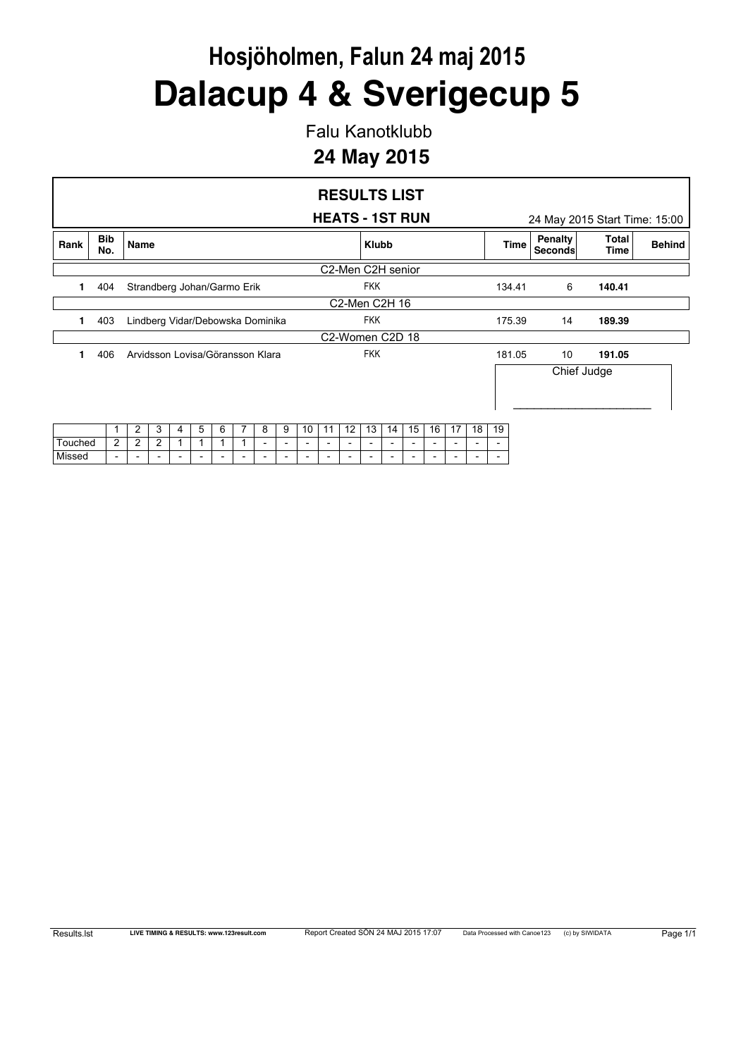# Hosjöholmen, Falun 24 maj 2015

# Dalacup 4 & Sverigecup 5

Falu Kanotklubb

**24 May 2015**

## RESULTS LIST

### HEATS - 1ST RUN

24 May 2015 Start Time: 15:00

| Rank | Bib No. | Name | Klubb | Time | Penalty Seconds | Total Time | Behind |
|---|---|---|---|---|---|---|---|
| | | | C2-Men C2H senior | | | | |
| 1 | 404 | Strandberg Johan/Garmo Erik | FKK | 134.41 | 6 | **140.41** | |
| | | | C2-Men C2H 16 | | | | |
| 1 | 403 | Lindberg Vidar/Debowska Dominika | FKK | 175.39 | 14 | **189.39** | |
| | | | C2-Women C2D 18 | | | | |
| 1 | 406 | Arvidsson Lovisa/Göransson Klara | FKK | 181.05 | 10 | **191.05** | |

Chief Judge

\_\_\_\_\_\_\_\_\_\_\_\_\_\_\_\_\_\_\_\_\_\_\_\_

| | 1 | 2 | 3 | 4 | 5 | 6 | 7 | 8 | 9 | 10 | 11 | 12 | 13 | 14 | 15 | 16 | 17 | 18 | 19 |
|---|---|---|---|---|---|---|---|---|---|---|---|---|---|---|---|---|---|---|---|
| Touched | 2 | 2 | 2 | 1 | 1 | 1 | 1 | - | - | - | - | - | - | - | - | - | - | - | - |
| Missed | - | - | - | - | - | - | - | - | - | - | - | - | - | - | - | - | - | - | - |

Results.lst LIVE TIMING & RESULTS: www.123result.com Report Created SÖN 24 MAJ 2015 17:07 Data Processed with Canoe123 (c) by SIWIDATA